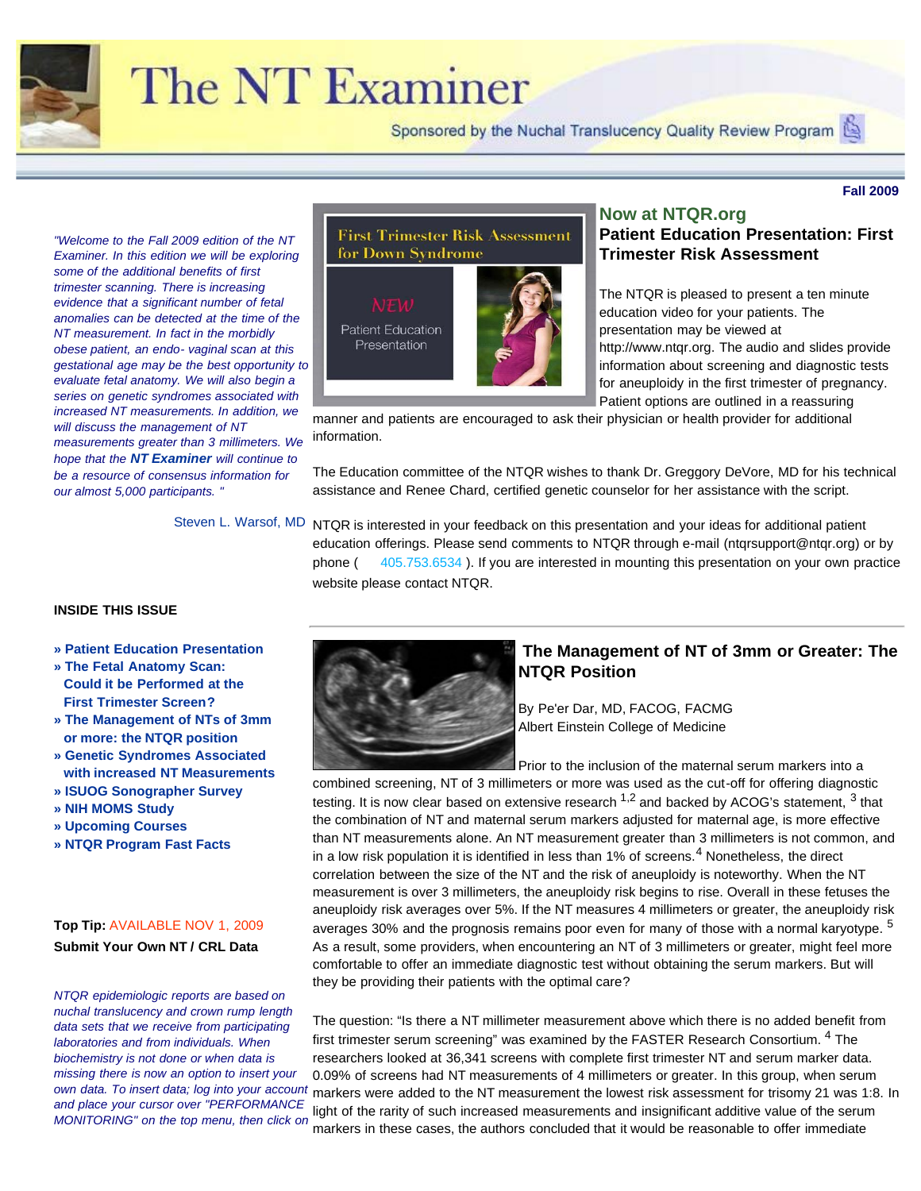# The NT Examiner

Sponsored by the Nuchal Translucency Quality Review Program

**Fall 2009**

*"Welcome to the Fall 2009 edition of the NT Examiner. In this edition we will be exploring some of the additional benefits of first trimester scanning. There is increasing evidence that a significant number of fetal anomalies can be detected at the time of the NT measurement. In fact in the morbidly obese patient, an endo- vaginal scan at this gestational age may be the best opportunity to evaluate fetal anatomy. We will also begin a series on genetic syndromes associated with increased NT measurements. In addition, we will discuss the management of NT measurements greater than 3 millimeters. We hope that the **NT Examiner** will continue to be a resource of consensus information for our almost 5,000 participants. "*

Steven L. Warsof, MD

**INSIDE THIS ISSUE**

- » Patient Education Presentation
- » The Fetal Anatomy Scan: Could it be Performed at the First Trimester Screen?
- » The Management of NTs of 3mm or more: the NTQR position
- » Genetic Syndromes Associated with increased NT Measurements
- » ISUOG Sonographer Survey
- » NIH MOMS Study
- » Upcoming Courses
- » NTQR Program Fast Facts

**Top Tip:** AVAILABLE NOV 1, 2009
**Submit Your Own NT / CRL Data**

*NTQR epidemiologic reports are based on nuchal translucency and crown rump length data sets that we receive from participating laboratories and from individuals. When biochemistry is not done or when data is missing there is now an option to insert your own data. To insert data; log into your account and place your cursor over "PERFORMANCE MONITORING" on the top menu, then click on*

First Trimester Risk Assessment for Down Syndrome

NEW

Patient Education Presentation

## Now at NTQR.org

## Patient Education Presentation: First Trimester Risk Assessment

The NTQR is pleased to present a ten minute education video for your patients. The presentation may be viewed at http://www.ntqr.org. The audio and slides provide information about screening and diagnostic tests for aneuploidy in the first trimester of pregnancy. Patient options are outlined in a reassuring manner and patients are encouraged to ask their physician or health provider for additional information.

The Education committee of the NTQR wishes to thank Dr. Greggory DeVore, MD for his technical assistance and Renee Chard, certified genetic counselor for her assistance with the script.

NTQR is interested in your feedback on this presentation and your ideas for additional patient education offerings. Please send comments to NTQR through e-mail (ntqrsupport@ntqr.org) or by phone ( 405.753.6534 ). If you are interested in mounting this presentation on your own practice website please contact NTQR.

## The Management of NT of 3mm or Greater: The NTQR Position

By Pe'er Dar, MD, FACOG, FACMG
Albert Einstein College of Medicine

Prior to the inclusion of the maternal serum markers into a combined screening, NT of 3 millimeters or more was used as the cut-off for offering diagnostic testing. It is now clear based on extensive research [1,2] and backed by ACOG's statement, [3] that the combination of NT and maternal serum markers adjusted for maternal age, is more effective than NT measurements alone. An NT measurement greater than 3 millimeters is not common, and in a low risk population it is identified in less than 1% of screens.[4] Nonetheless, the direct correlation between the size of the NT and the risk of aneuploidy is noteworthy. When the NT measurement is over 3 millimeters, the aneuploidy risk begins to rise. Overall in these fetuses the aneuploidy risk averages over 5%. If the NT measures 4 millimeters or greater, the aneuploidy risk averages 30% and the prognosis remains poor even for many of those with a normal karyotype. [5] As a result, some providers, when encountering an NT of 3 millimeters or greater, might feel more comfortable to offer an immediate diagnostic test without obtaining the serum markers. But will they be providing their patients with the optimal care?

The question: "Is there a NT millimeter measurement above which there is no added benefit from first trimester serum screening" was examined by the FASTER Research Consortium. [4] The researchers looked at 36,341 screens with complete first trimester NT and serum marker data. 0.09% of screens had NT measurements of 4 millimeters or greater. In this group, when serum markers were added to the NT measurement the lowest risk assessment for trisomy 21 was 1:8. In light of the rarity of such increased measurements and insignificant additive value of the serum markers in these cases, the authors concluded that it would be reasonable to offer immediate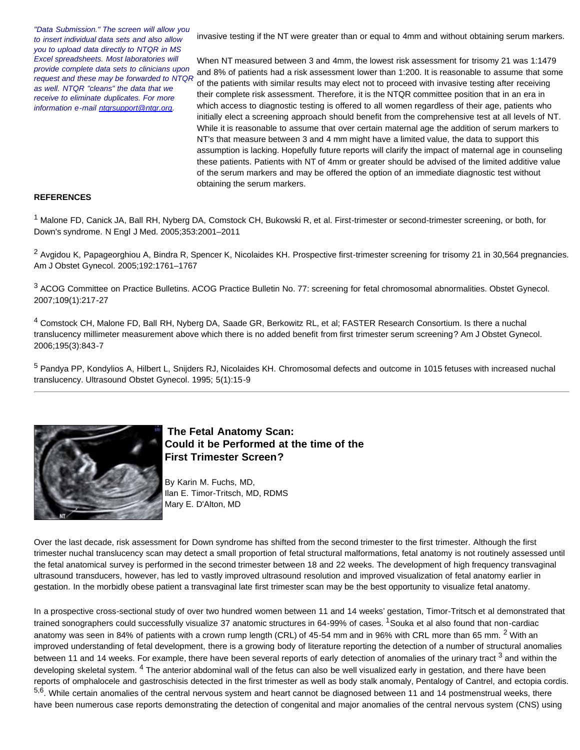*"Data Submission." The screen will allow you to insert individual data sets and also allow you to upload data directly to NTQR in MS Excel spreadsheets. Most laboratories will provide complete data sets to clinicians upon request and these may be forwarded to NTQR as well. NTQR "cleans" the data that we receive to eliminate duplicates. For more information e-mail [ntqrsupport@ntqr.org](mailto:ntqrsupport@ntqr.org).*

invasive testing if the NT were greater than or equal to 4mm and without obtaining serum markers.

When NT measured between 3 and 4mm, the lowest risk assessment for trisomy 21 was 1:1479 and 8% of patients had a risk assessment lower than 1:200. It is reasonable to assume that some of the patients with similar results may elect not to proceed with invasive testing after receiving their complete risk assessment. Therefore, it is the NTQR committee position that in an era in which access to diagnostic testing is offered to all women regardless of their age, patients who initially elect a screening approach should benefit from the comprehensive test at all levels of NT. While it is reasonable to assume that over certain maternal age the addition of serum markers to NT's that measure between 3 and 4 mm might have a limited value, the data to support this assumption is lacking. Hopefully future reports will clarify the impact of maternal age in counseling these patients. Patients with NT of 4mm or greater should be advised of the limited additive value of the serum markers and may be offered the option of an immediate diagnostic test without obtaining the serum markers.

**REFERENCES**

[1] Malone FD, Canick JA, Ball RH, Nyberg DA, Comstock CH, Bukowski R, et al. First-trimester or second-trimester screening, or both, for Down's syndrome. N Engl J Med. 2005;353:2001–2011

[2] Avgidou K, Papageorghiou A, Bindra R, Spencer K, Nicolaides KH. Prospective first-trimester screening for trisomy 21 in 30,564 pregnancies. Am J Obstet Gynecol. 2005;192:1761–1767

[3] ACOG Committee on Practice Bulletins. ACOG Practice Bulletin No. 77: screening for fetal chromosomal abnormalities. Obstet Gynecol. 2007;109(1):217-27

[4] Comstock CH, Malone FD, Ball RH, Nyberg DA, Saade GR, Berkowitz RL, et al; FASTER Research Consortium. Is there a nuchal translucency millimeter measurement above which there is no added benefit from first trimester serum screening? Am J Obstet Gynecol. 2006;195(3):843-7

[5] Pandya PP, Kondylios A, Hilbert L, Snijders RJ, Nicolaides KH. Chromosomal defects and outcome in 1015 fetuses with increased nuchal translucency. Ultrasound Obstet Gynecol. 1995; 5(1):15-9

---

## The Fetal Anatomy Scan: Could it be Performed at the time of the First Trimester Screen?

By Karin M. Fuchs, MD,
Ilan E. Timor-Tritsch, MD, RDMS
Mary E. D'Alton, MD

Over the last decade, risk assessment for Down syndrome has shifted from the second trimester to the first trimester. Although the first trimester nuchal translucency scan may detect a small proportion of fetal structural malformations, fetal anatomy is not routinely assessed until the fetal anatomical survey is performed in the second trimester between 18 and 22 weeks. The development of high frequency transvaginal ultrasound transducers, however, has led to vastly improved ultrasound resolution and improved visualization of fetal anatomy earlier in gestation. In the morbidly obese patient a transvaginal late first trimester scan may be the best opportunity to visualize fetal anatomy.

In a prospective cross-sectional study of over two hundred women between 11 and 14 weeks' gestation, Timor-Tritsch et al demonstrated that trained sonographers could successfully visualize 37 anatomic structures in 64-99% of cases. [1]Souka et al also found that non-cardiac anatomy was seen in 84% of patients with a crown rump length (CRL) of 45-54 mm and in 96% with CRL more than 65 mm. [2] With an improved understanding of fetal development, there is a growing body of literature reporting the detection of a number of structural anomalies between 11 and 14 weeks. For example, there have been several reports of early detection of anomalies of the urinary tract [3] and within the developing skeletal system. [4] The anterior abdominal wall of the fetus can also be well visualized early in gestation, and there have been reports of omphalocele and gastroschisis detected in the first trimester as well as body stalk anomaly, Pentalogy of Cantrel, and ectopia cordis. [5,6]. While certain anomalies of the central nervous system and heart cannot be diagnosed between 11 and 14 postmenstrual weeks, there have been numerous case reports demonstrating the detection of congenital and major anomalies of the central nervous system (CNS) using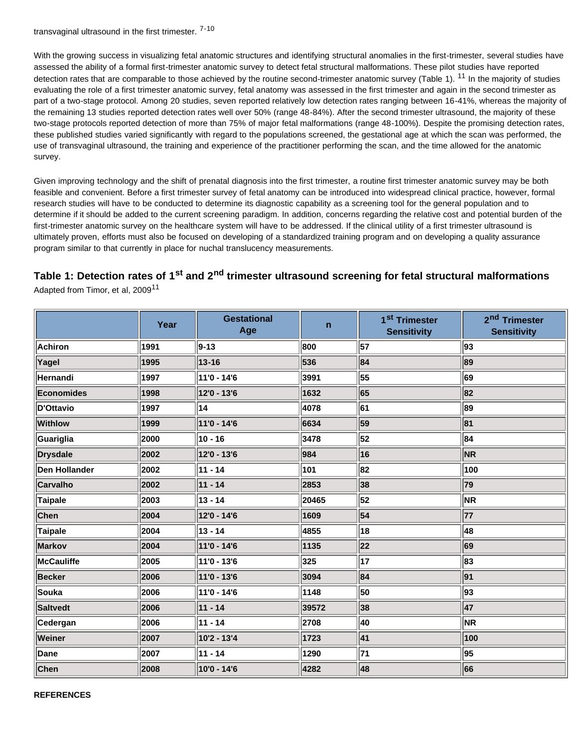transvaginal ultrasound in the first trimester. [7-10]

With the growing success in visualizing fetal anatomic structures and identifying structural anomalies in the first-trimester, several studies have assessed the ability of a formal first-trimester anatomic survey to detect fetal structural malformations. These pilot studies have reported detection rates that are comparable to those achieved by the routine second-trimester anatomic survey (Table 1). [11] In the majority of studies evaluating the role of a first trimester anatomic survey, fetal anatomy was assessed in the first trimester and again in the second trimester as part of a two-stage protocol. Among 20 studies, seven reported relatively low detection rates ranging between 16-41%, whereas the majority of the remaining 13 studies reported detection rates well over 50% (range 48-84%). After the second trimester ultrasound, the majority of these two-stage protocols reported detection of more than 75% of major fetal malformations (range 48-100%). Despite the promising detection rates, these published studies varied significantly with regard to the populations screened, the gestational age at which the scan was performed, the use of transvaginal ultrasound, the training and experience of the practitioner performing the scan, and the time allowed for the anatomic survey.

Given improving technology and the shift of prenatal diagnosis into the first trimester, a routine first trimester anatomic survey may be both feasible and convenient. Before a first trimester survey of fetal anatomy can be introduced into widespread clinical practice, however, formal research studies will have to be conducted to determine its diagnostic capability as a screening tool for the general population and to determine if it should be added to the current screening paradigm. In addition, concerns regarding the relative cost and potential burden of the first-trimester anatomic survey on the healthcare system will have to be addressed. If the clinical utility of a first trimester ultrasound is ultimately proven, efforts must also be focused on developing of a standardized training program and on developing a quality assurance program similar to that currently in place for nuchal translucency measurements.

## Table 1: Detection rates of 1st and 2nd trimester ultrasound screening for fetal structural malformations

Adapted from Timor, et al, 2009[11]

| | Year | Gestational Age | n | 1st Trimester Sensitivity | 2nd Trimester Sensitivity |
|---|---|---|---|---|---|
| **Achiron** | **1991** | **9-13** | **800** | **57** | **93** |
| **Yagel** | **1995** | **13-16** | **536** | **84** | **89** |
| **Hernandi** | **1997** | **11'0 - 14'6** | **3991** | **55** | **69** |
| **Economides** | **1998** | **12'0 - 13'6** | **1632** | **65** | **82** |
| **D'Ottavio** | **1997** | **14** | **4078** | **61** | **89** |
| **Withlow** | **1999** | **11'0 - 14'6** | **6634** | **59** | **81** |
| **Guariglia** | **2000** | **10 - 16** | **3478** | **52** | **84** |
| **Drysdale** | **2002** | **12'0 - 13'6** | **984** | **16** | **NR** |
| **Den Hollander** | **2002** | **11 - 14** | **101** | **82** | **100** |
| **Carvalho** | **2002** | **11 - 14** | **2853** | **38** | **79** |
| **Taipale** | **2003** | **13 - 14** | **20465** | **52** | **NR** |
| **Chen** | **2004** | **12'0 - 14'6** | **1609** | **54** | **77** |
| **Taipale** | **2004** | **13 - 14** | **4855** | **18** | **48** |
| **Markov** | **2004** | **11'0 - 14'6** | **1135** | **22** | **69** |
| **McCauliffe** | **2005** | **11'0 - 13'6** | **325** | **17** | **83** |
| **Becker** | **2006** | **11'0 - 13'6** | **3094** | **84** | **91** |
| **Souka** | **2006** | **11'0 - 14'6** | **1148** | **50** | **93** |
| **Saltvedt** | **2006** | **11 - 14** | **39572** | **38** | **47** |
| **Cedergan** | **2006** | **11 - 14** | **2708** | **40** | **NR** |
| **Weiner** | **2007** | **10'2 - 13'4** | **1723** | **41** | **100** |
| **Dane** | **2007** | **11 - 14** | **1290** | **71** | **95** |
| **Chen** | **2008** | **10'0 - 14'6** | **4282** | **48** | **66** |

**REFERENCES**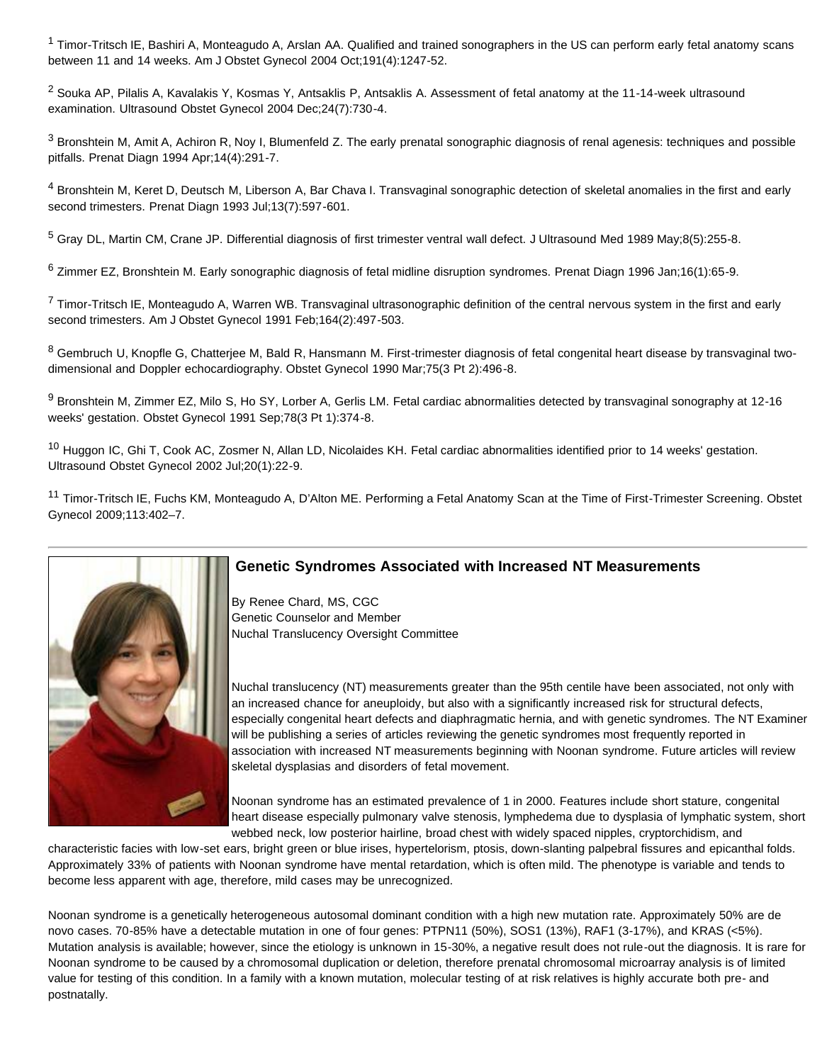[1] Timor-Tritsch IE, Bashiri A, Monteagudo A, Arslan AA. Qualified and trained sonographers in the US can perform early fetal anatomy scans between 11 and 14 weeks. Am J Obstet Gynecol 2004 Oct;191(4):1247-52.

[2] Souka AP, Pilalis A, Kavalakis Y, Kosmas Y, Antsaklis P, Antsaklis A. Assessment of fetal anatomy at the 11-14-week ultrasound examination. Ultrasound Obstet Gynecol 2004 Dec;24(7):730-4.

[3] Bronshtein M, Amit A, Achiron R, Noy I, Blumenfeld Z. The early prenatal sonographic diagnosis of renal agenesis: techniques and possible pitfalls. Prenat Diagn 1994 Apr;14(4):291-7.

[4] Bronshtein M, Keret D, Deutsch M, Liberson A, Bar Chava I. Transvaginal sonographic detection of skeletal anomalies in the first and early second trimesters. Prenat Diagn 1993 Jul;13(7):597-601.

[5] Gray DL, Martin CM, Crane JP. Differential diagnosis of first trimester ventral wall defect. J Ultrasound Med 1989 May;8(5):255-8.

[6] Zimmer EZ, Bronshtein M. Early sonographic diagnosis of fetal midline disruption syndromes. Prenat Diagn 1996 Jan;16(1):65-9.

[7] Timor-Tritsch IE, Monteagudo A, Warren WB. Transvaginal ultrasonographic definition of the central nervous system in the first and early second trimesters. Am J Obstet Gynecol 1991 Feb;164(2):497-503.

[8] Gembruch U, Knopfle G, Chatterjee M, Bald R, Hansmann M. First-trimester diagnosis of fetal congenital heart disease by transvaginal two-dimensional and Doppler echocardiography. Obstet Gynecol 1990 Mar;75(3 Pt 2):496-8.

[9] Bronshtein M, Zimmer EZ, Milo S, Ho SY, Lorber A, Gerlis LM. Fetal cardiac abnormalities detected by transvaginal sonography at 12-16 weeks' gestation. Obstet Gynecol 1991 Sep;78(3 Pt 1):374-8.

[10] Huggon IC, Ghi T, Cook AC, Zosmer N, Allan LD, Nicolaides KH. Fetal cardiac abnormalities identified prior to 14 weeks' gestation. Ultrasound Obstet Gynecol 2002 Jul;20(1):22-9.

[11] Timor-Tritsch IE, Fuchs KM, Monteagudo A, D'Alton ME. Performing a Fetal Anatomy Scan at the Time of First-Trimester Screening. Obstet Gynecol 2009;113:402–7.

---

## Genetic Syndromes Associated with Increased NT Measurements

By Renee Chard, MS, CGC
Genetic Counselor and Member
Nuchal Translucency Oversight Committee

Nuchal translucency (NT) measurements greater than the 95th centile have been associated, not only with an increased chance for aneuploidy, but also with a significantly increased risk for structural defects, especially congenital heart defects and diaphragmatic hernia, and with genetic syndromes. The NT Examiner will be publishing a series of articles reviewing the genetic syndromes most frequently reported in association with increased NT measurements beginning with Noonan syndrome. Future articles will review skeletal dysplasias and disorders of fetal movement.

Noonan syndrome has an estimated prevalence of 1 in 2000. Features include short stature, congenital heart disease especially pulmonary valve stenosis, lymphedema due to dysplasia of lymphatic system, short webbed neck, low posterior hairline, broad chest with widely spaced nipples, cryptorchidism, and characteristic facies with low-set ears, bright green or blue irises, hypertelorism, ptosis, down-slanting palpebral fissures and epicanthal folds. Approximately 33% of patients with Noonan syndrome have mental retardation, which is often mild. The phenotype is variable and tends to become less apparent with age, therefore, mild cases may be unrecognized.

Noonan syndrome is a genetically heterogeneous autosomal dominant condition with a high new mutation rate. Approximately 50% are de novo cases. 70-85% have a detectable mutation in one of four genes: PTPN11 (50%), SOS1 (13%), RAF1 (3-17%), and KRAS (<5%). Mutation analysis is available; however, since the etiology is unknown in 15-30%, a negative result does not rule-out the diagnosis. It is rare for Noonan syndrome to be caused by a chromosomal duplication or deletion, therefore prenatal chromosomal microarray analysis is of limited value for testing of this condition. In a family with a known mutation, molecular testing of at risk relatives is highly accurate both pre- and postnatally.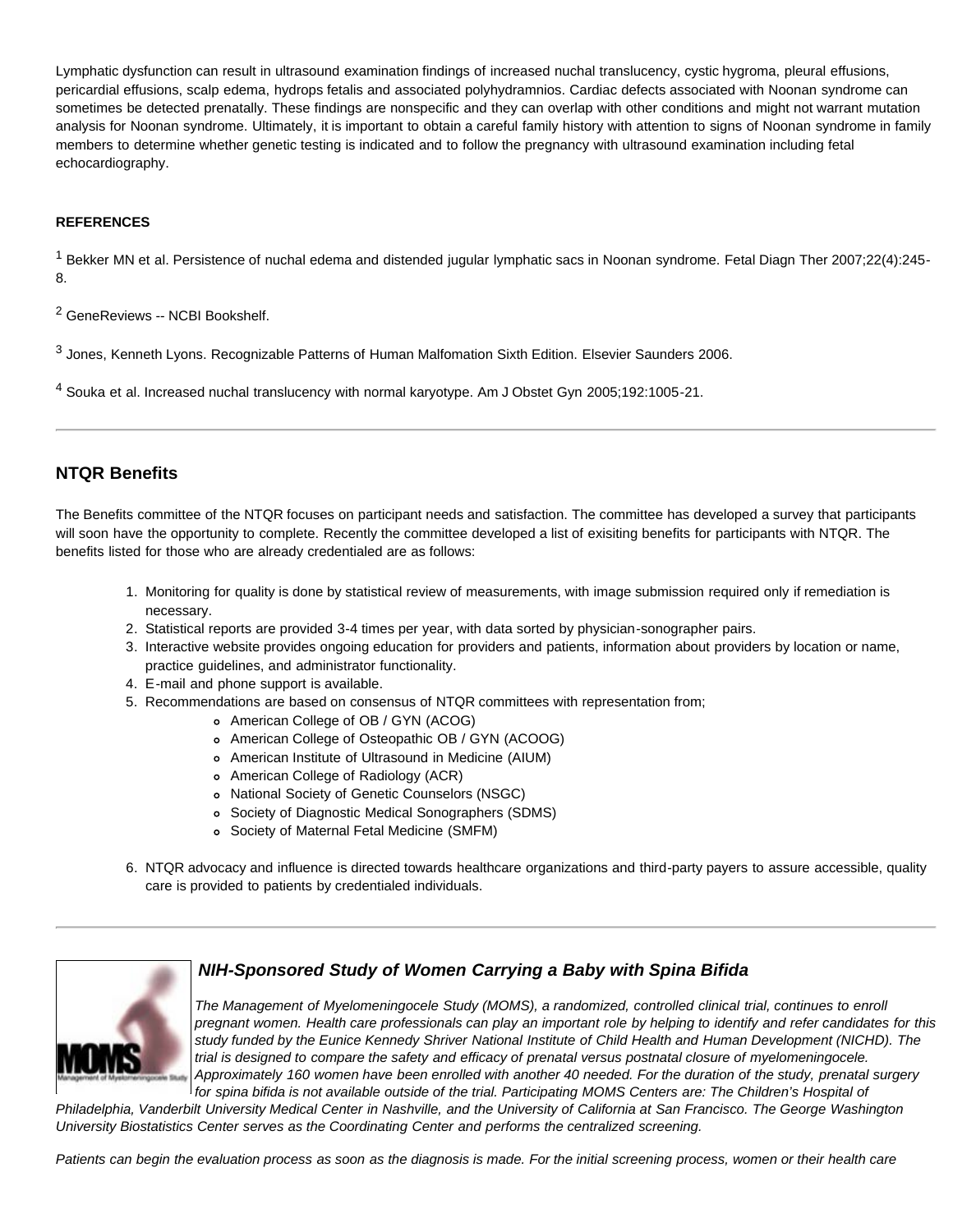Lymphatic dysfunction can result in ultrasound examination findings of increased nuchal translucency, cystic hygroma, pleural effusions, pericardial effusions, scalp edema, hydrops fetalis and associated polyhydramnios. Cardiac defects associated with Noonan syndrome can sometimes be detected prenatally. These findings are nonspecific and they can overlap with other conditions and might not warrant mutation analysis for Noonan syndrome. Ultimately, it is important to obtain a careful family history with attention to signs of Noonan syndrome in family members to determine whether genetic testing is indicated and to follow the pregnancy with ultrasound examination including fetal echocardiography.

**REFERENCES**

[1] Bekker MN et al. Persistence of nuchal edema and distended jugular lymphatic sacs in Noonan syndrome. Fetal Diagn Ther 2007;22(4):245-8.

[2] GeneReviews -- NCBI Bookshelf.

[3] Jones, Kenneth Lyons. Recognizable Patterns of Human Malfomation Sixth Edition. Elsevier Saunders 2006.

[4] Souka et al. Increased nuchal translucency with normal karyotype. Am J Obstet Gyn 2005;192:1005-21.

---

## NTQR Benefits

The Benefits committee of the NTQR focuses on participant needs and satisfaction. The committee has developed a survey that participants will soon have the opportunity to complete. Recently the committee developed a list of exisiting benefits for participants with NTQR. The benefits listed for those who are already credentialed are as follows:

1. Monitoring for quality is done by statistical review of measurements, with image submission required only if remediation is necessary.
2. Statistical reports are provided 3-4 times per year, with data sorted by physician-sonographer pairs.
3. Interactive website provides ongoing education for providers and patients, information about providers by location or name, practice guidelines, and administrator functionality.
4. E-mail and phone support is available.
5. Recommendations are based on consensus of NTQR committees with representation from;
   - American College of OB / GYN (ACOG)
   - American College of Osteopathic OB / GYN (ACOOG)
   - American Institute of Ultrasound in Medicine (AIUM)
   - American College of Radiology (ACR)
   - National Society of Genetic Counselors (NSGC)
   - Society of Diagnostic Medical Sonographers (SDMS)
   - Society of Maternal Fetal Medicine (SMFM)
6. NTQR advocacy and influence is directed towards healthcare organizations and third-party payers to assure accessible, quality care is provided to patients by credentialed individuals.

---

### *NIH-Sponsored Study of Women Carrying a Baby with Spina Bifida*

*The Management of Myelomeningocele Study (MOMS), a randomized, controlled clinical trial, continues to enroll pregnant women. Health care professionals can play an important role by helping to identify and refer candidates for this study funded by the Eunice Kennedy Shriver National Institute of Child Health and Human Development (NICHD). The trial is designed to compare the safety and efficacy of prenatal versus postnatal closure of myelomeningocele. Approximately 160 women have been enrolled with another 40 needed. For the duration of the study, prenatal surgery for spina bifida is not available outside of the trial. Participating MOMS Centers are: The Children's Hospital of Philadelphia, Vanderbilt University Medical Center in Nashville, and the University of California at San Francisco. The George Washington University Biostatistics Center serves as the Coordinating Center and performs the centralized screening.*

*Patients can begin the evaluation process as soon as the diagnosis is made. For the initial screening process, women or their health care*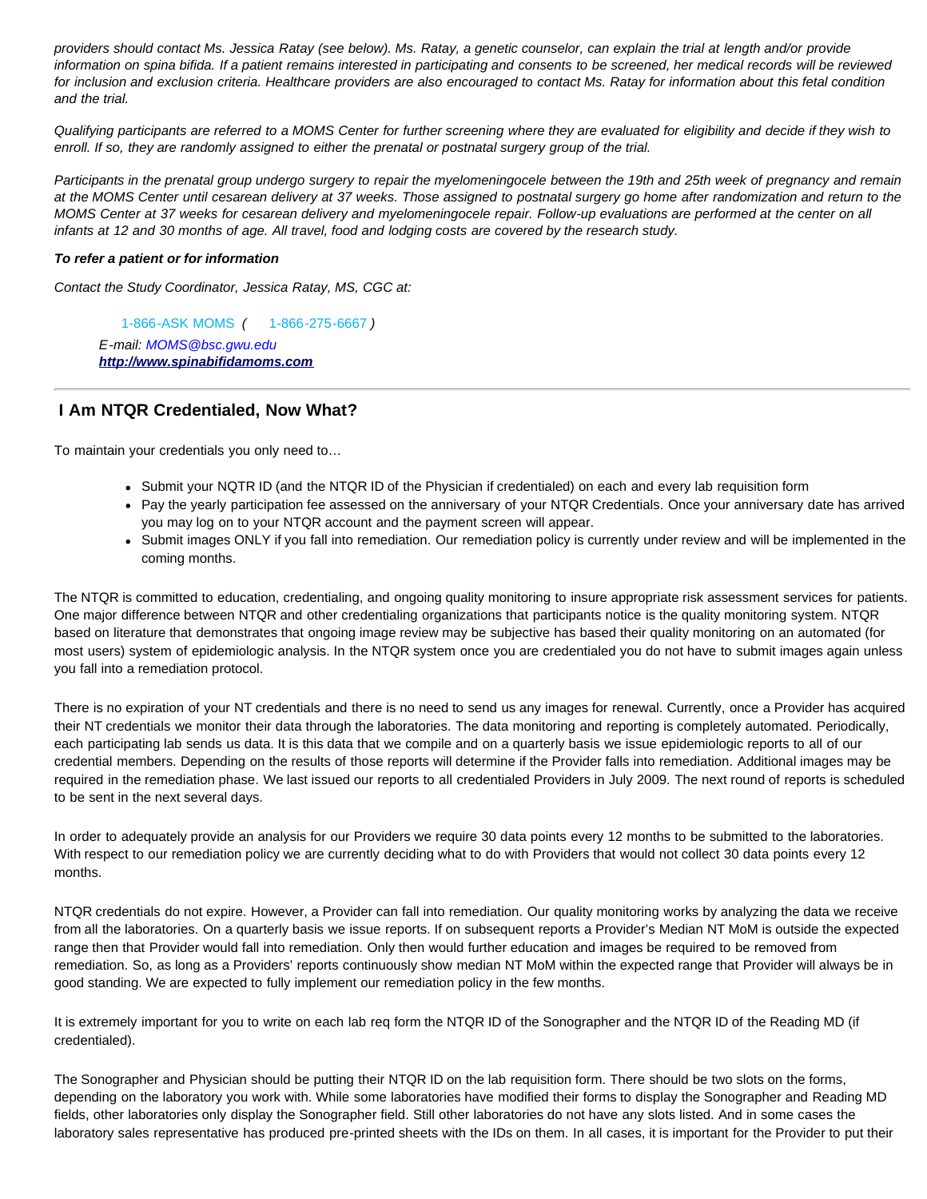*providers should contact Ms. Jessica Ratay (see below). Ms. Ratay, a genetic counselor, can explain the trial at length and/or provide information on spina bifida. If a patient remains interested in participating and consents to be screened, her medical records will be reviewed for inclusion and exclusion criteria. Healthcare providers are also encouraged to contact Ms. Ratay for information about this fetal condition and the trial.*

*Qualifying participants are referred to a MOMS Center for further screening where they are evaluated for eligibility and decide if they wish to enroll. If so, they are randomly assigned to either the prenatal or postnatal surgery group of the trial.*

*Participants in the prenatal group undergo surgery to repair the myelomeningocele between the 19th and 25th week of pregnancy and remain at the MOMS Center until cesarean delivery at 37 weeks. Those assigned to postnatal surgery go home after randomization and return to the MOMS Center at 37 weeks for cesarean delivery and myelomeningocele repair. Follow-up evaluations are performed at the center on all infants at 12 and 30 months of age. All travel, food and lodging costs are covered by the research study.*

***To refer a patient or for information***

*Contact the Study Coordinator, Jessica Ratay, MS, CGC at:*

> 1-866-ASK MOMS *(* 1-866-275-6667 *)*
>
> *E-mail: MOMS@bsc.gwu.edu*
>
> ***http://www.spinabifidamoms.com***

---

## I Am NTQR Credentialed, Now What?

To maintain your credentials you only need to…

- Submit your NQTR ID (and the NTQR ID of the Physician if credentialed) on each and every lab requisition form
- Pay the yearly participation fee assessed on the anniversary of your NTQR Credentials. Once your anniversary date has arrived you may log on to your NTQR account and the payment screen will appear.
- Submit images ONLY if you fall into remediation. Our remediation policy is currently under review and will be implemented in the coming months.

The NTQR is committed to education, credentialing, and ongoing quality monitoring to insure appropriate risk assessment services for patients. One major difference between NTQR and other credentialing organizations that participants notice is the quality monitoring system. NTQR based on literature that demonstrates that ongoing image review may be subjective has based their quality monitoring on an automated (for most users) system of epidemiologic analysis. In the NTQR system once you are credentialed you do not have to submit images again unless you fall into a remediation protocol.

There is no expiration of your NT credentials and there is no need to send us any images for renewal. Currently, once a Provider has acquired their NT credentials we monitor their data through the laboratories. The data monitoring and reporting is completely automated. Periodically, each participating lab sends us data. It is this data that we compile and on a quarterly basis we issue epidemiologic reports to all of our credential members. Depending on the results of those reports will determine if the Provider falls into remediation. Additional images may be required in the remediation phase. We last issued our reports to all credentialed Providers in July 2009. The next round of reports is scheduled to be sent in the next several days.

In order to adequately provide an analysis for our Providers we require 30 data points every 12 months to be submitted to the laboratories. With respect to our remediation policy we are currently deciding what to do with Providers that would not collect 30 data points every 12 months.

NTQR credentials do not expire. However, a Provider can fall into remediation. Our quality monitoring works by analyzing the data we receive from all the laboratories. On a quarterly basis we issue reports. If on subsequent reports a Provider's Median NT MoM is outside the expected range then that Provider would fall into remediation. Only then would further education and images be required to be removed from remediation. So, as long as a Providers' reports continuously show median NT MoM within the expected range that Provider will always be in good standing. We are expected to fully implement our remediation policy in the few months.

It is extremely important for you to write on each lab req form the NTQR ID of the Sonographer and the NTQR ID of the Reading MD (if credentialed).

The Sonographer and Physician should be putting their NTQR ID on the lab requisition form. There should be two slots on the forms, depending on the laboratory you work with. While some laboratories have modified their forms to display the Sonographer and Reading MD fields, other laboratories only display the Sonographer field. Still other laboratories do not have any slots listed. And in some cases the laboratory sales representative has produced pre-printed sheets with the IDs on them. In all cases, it is important for the Provider to put their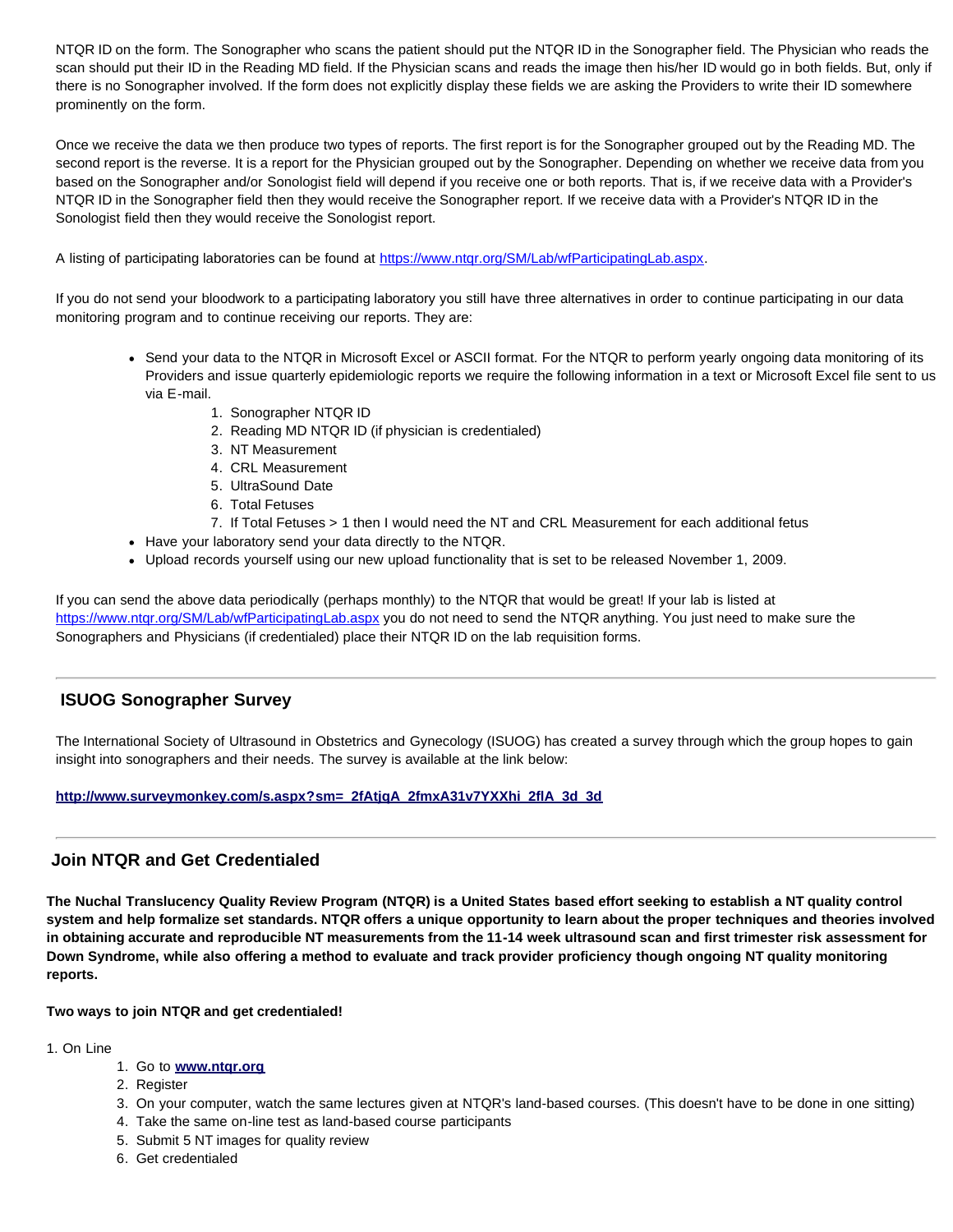NTQR ID on the form. The Sonographer who scans the patient should put the NTQR ID in the Sonographer field. The Physician who reads the scan should put their ID in the Reading MD field. If the Physician scans and reads the image then his/her ID would go in both fields. But, only if there is no Sonographer involved. If the form does not explicitly display these fields we are asking the Providers to write their ID somewhere prominently on the form.

Once we receive the data we then produce two types of reports. The first report is for the Sonographer grouped out by the Reading MD. The second report is the reverse. It is a report for the Physician grouped out by the Sonographer. Depending on whether we receive data from you based on the Sonographer and/or Sonologist field will depend if you receive one or both reports. That is, if we receive data with a Provider's NTQR ID in the Sonographer field then they would receive the Sonographer report. If we receive data with a Provider's NTQR ID in the Sonologist field then they would receive the Sonologist report.

A listing of participating laboratories can be found at https://www.ntqr.org/SM/Lab/wfParticipatingLab.aspx.

If you do not send your bloodwork to a participating laboratory you still have three alternatives in order to continue participating in our data monitoring program and to continue receiving our reports. They are:

- Send your data to the NTQR in Microsoft Excel or ASCII format. For the NTQR to perform yearly ongoing data monitoring of its Providers and issue quarterly epidemiologic reports we require the following information in a text or Microsoft Excel file sent to us via E-mail.
    1. Sonographer NTQR ID
    2. Reading MD NTQR ID (if physician is credentialed)
    3. NT Measurement
    4. CRL Measurement
    5. UltraSound Date
    6. Total Fetuses
    7. If Total Fetuses > 1 then I would need the NT and CRL Measurement for each additional fetus
- Have your laboratory send your data directly to the NTQR.
- Upload records yourself using our new upload functionality that is set to be released November 1, 2009.

If you can send the above data periodically (perhaps monthly) to the NTQR that would be great! If your lab is listed at https://www.ntqr.org/SM/Lab/wfParticipatingLab.aspx you do not need to send the NTQR anything. You just need to make sure the Sonographers and Physicians (if credentialed) place their NTQR ID on the lab requisition forms.

---

## ISUOG Sonographer Survey

The International Society of Ultrasound in Obstetrics and Gynecology (ISUOG) has created a survey through which the group hopes to gain insight into sonographers and their needs. The survey is available at the link below:

**http://www.surveymonkey.com/s.aspx?sm=_2fAtjqA_2fmxA31v7YXXhi_2flA_3d_3d**

---

## Join NTQR and Get Credentialed

**The Nuchal Translucency Quality Review Program (NTQR) is a United States based effort seeking to establish a NT quality control system and help formalize set standards. NTQR offers a unique opportunity to learn about the proper techniques and theories involved in obtaining accurate and reproducible NT measurements from the 11-14 week ultrasound scan and first trimester risk assessment for Down Syndrome, while also offering a method to evaluate and track provider proficiency though ongoing NT quality monitoring reports.**

**Two ways to join NTQR and get credentialed!**

1. On Line
    1. Go to **www.ntqr.org**
    2. Register
    3. On your computer, watch the same lectures given at NTQR's land-based courses. (This doesn't have to be done in one sitting)
    4. Take the same on-line test as land-based course participants
    5. Submit 5 NT images for quality review
    6. Get credentialed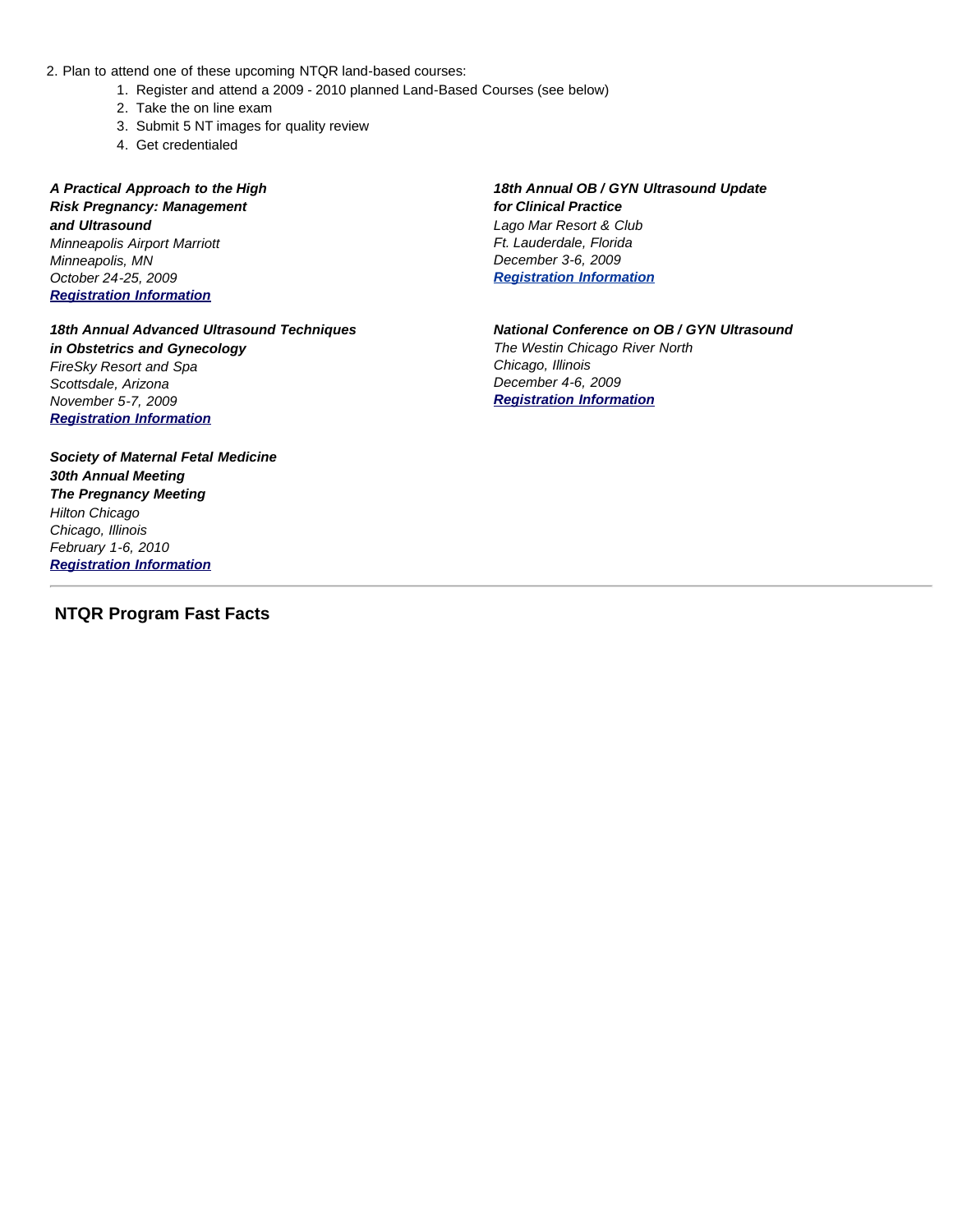2. Plan to attend one of these upcoming NTQR land-based courses:
    1. Register and attend a 2009 - 2010 planned Land-Based Courses (see below)
    2. Take the on line exam
    3. Submit 5 NT images for quality review
    4. Get credentialed

***A Practical Approach to the High Risk Pregnancy: Management and Ultrasound***
*Minneapolis Airport Marriott*
*Minneapolis, MN*
*October 24-25, 2009*
***Registration Information***

***18th Annual Advanced Ultrasound Techniques in Obstetrics and Gynecology***
*FireSky Resort and Spa*
*Scottsdale, Arizona*
*November 5-7, 2009*
***Registration Information***

***Society of Maternal Fetal Medicine 30th Annual Meeting The Pregnancy Meeting***
*Hilton Chicago*
*Chicago, Illinois*
*February 1-6, 2010*
***Registration Information***

***18th Annual OB / GYN Ultrasound Update for Clinical Practice***
*Lago Mar Resort & Club*
*Ft. Lauderdale, Florida*
*December 3-6, 2009*
***Registration Information***

***National Conference on OB / GYN Ultrasound***
*The Westin Chicago River North*
*Chicago, Illinois*
*December 4-6, 2009*
***Registration Information***

---

## NTQR Program Fast Facts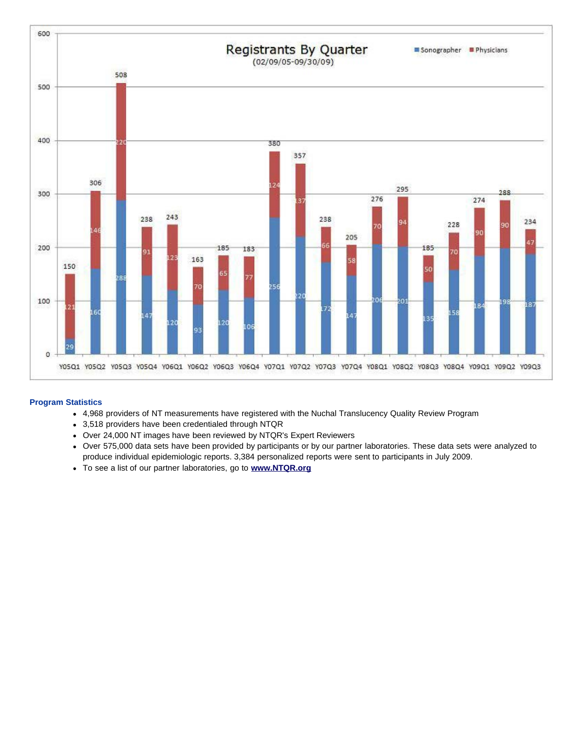**Registrants By Quarter**
(02/09/05-09/30/09)

| Quarter | Sonographer | Physicians | Total |
|---|---|---|---|
| Y05Q1 | 29 | 121 | 150 |
| Y05Q2 | 160 | 146 | 306 |
| Y05Q3 | 288 | 220 | 508 |
| Y05Q4 | 147 | 91 | 238 |
| Y06Q1 | 120 | 123 | 243 |
| Y06Q2 | 93 | 70 | 163 |
| Y06Q3 | 120 | 65 | 185 |
| Y06Q4 | 106 | 77 | 183 |
| Y07Q1 | 256 | 124 | 380 |
| Y07Q2 | 220 | 137 | 357 |
| Y07Q3 | 172 | 66 | 238 |
| Y07Q4 | 147 | 58 | 205 |
| Y08Q1 | 206 | 70 | 276 |
| Y08Q2 | 201 | 94 | 295 |
| Y08Q3 | 135 | 50 | 185 |
| Y08Q4 | 158 | 70 | 228 |
| Y09Q1 | 184 | 90 | 274 |
| Y09Q2 | 198 | 90 | 288 |
| Y09Q3 | 187 | 47 | 234 |

**Program Statistics**

- 4,968 providers of NT measurements have registered with the Nuchal Translucency Quality Review Program
- 3,518 providers have been credentialed through NTQR
- Over 24,000 NT images have been reviewed by NTQR's Expert Reviewers
- Over 575,000 data sets have been provided by participants or by our partner laboratories. These data sets were analyzed to produce individual epidemiologic reports. 3,384 personalized reports were sent to participants in July 2009.
- To see a list of our partner laboratories, go to **www.NTQR.org**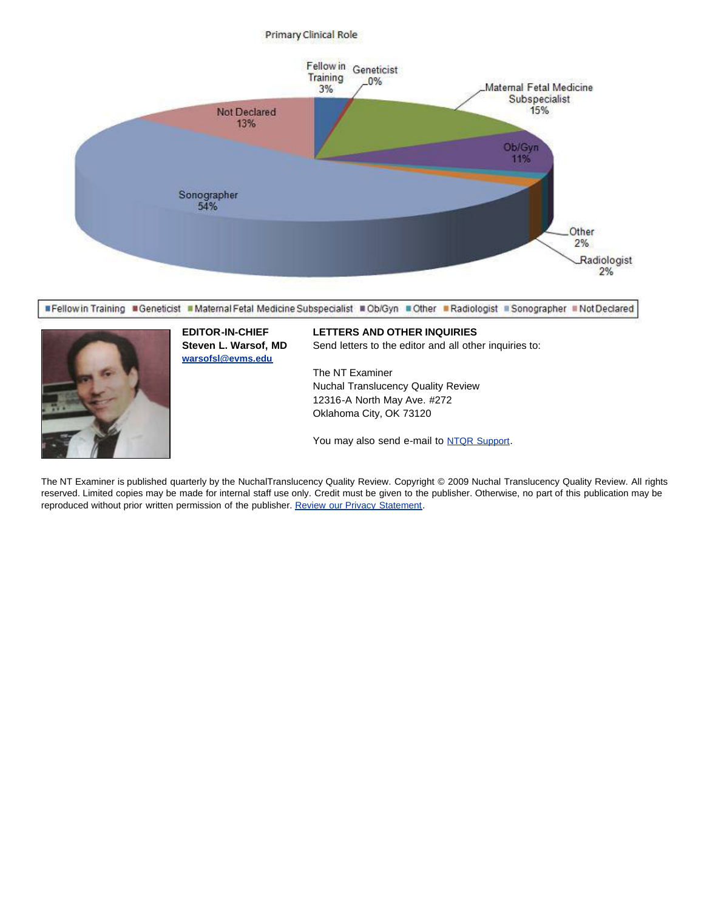Primary Clinical Role

Fellow in Training 3%
Geneticist 0%
Maternal Fetal Medicine Subspecialist 15%
Ob/Gyn 11%
Other 2%
Radiologist 2%
Sonographer 54%
Not Declared 13%

Fellow in Training  Geneticist  Maternal Fetal Medicine Subspecialist  Ob/Gyn  Other  Radiologist  Sonographer  Not Declared

**EDITOR-IN-CHIEF**
**Steven L. Warsof, MD**
**warsofsl@evms.edu**

**LETTERS AND OTHER INQUIRIES**
Send letters to the editor and all other inquiries to:

The NT Examiner
Nuchal Translucency Quality Review
12316-A North May Ave. #272
Oklahoma City, OK 73120

You may also send e-mail to NTQR Support.

The NT Examiner is published quarterly by the NuchalTranslucency Quality Review. Copyright © 2009 Nuchal Translucency Quality Review. All rights reserved. Limited copies may be made for internal staff use only. Credit must be given to the publisher. Otherwise, no part of this publication may be reproduced without prior written permission of the publisher. Review our Privacy Statement.